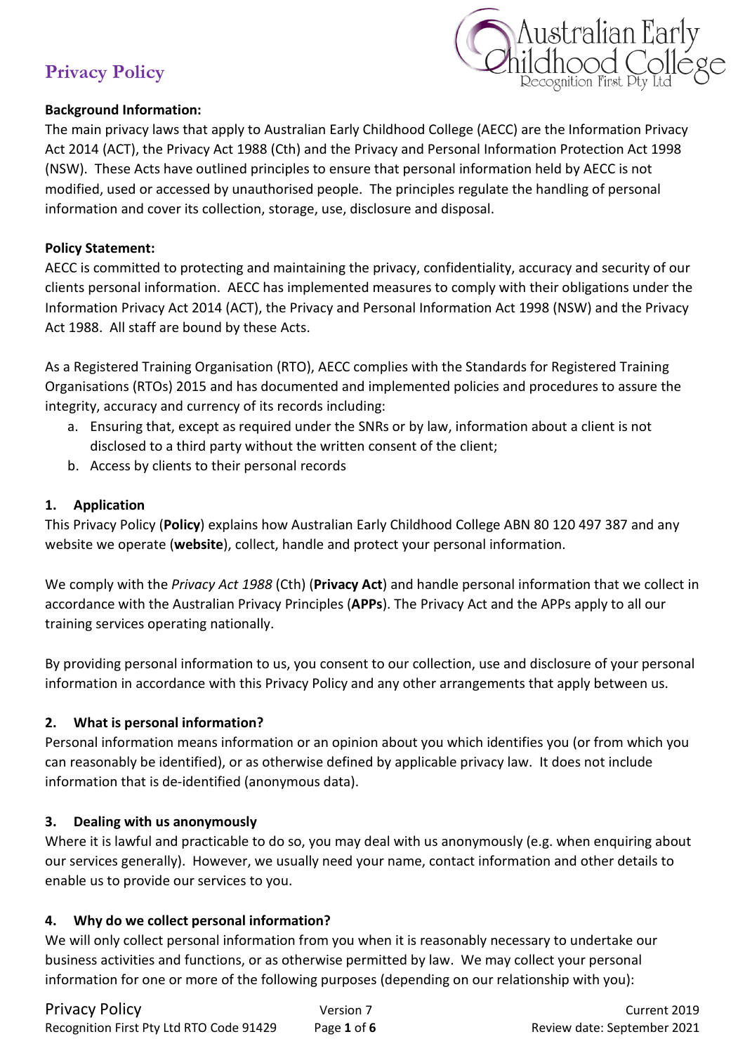# Privacy Policy

**Background Information:**

The main privacy laws that apply to Australian Early Childhood College (AECC) are the Information Privacy Act 2014 (ACT), the Privacy Act 1988 (Cth) and the Privacy and Personal Information Protection Act 1998 (NSW). These Acts have outlined principles to ensure that personal information held by AECC is not modified, used or accessed by unauthorised people. The principles regulate the handling of personal information and cover its collection, storage, use, disclosure and disposal.

**Policy Statement:**

AECC is committed to protecting and maintaining the privacy, confidentiality, accuracy and security of our clients personal information. AECC has implemented measures to comply with their obligations under the Information Privacy Act 2014 (ACT), the Privacy and Personal Information Act 1998 (NSW) and the Privacy Act 1988. All staff are bound by these Acts.

As a Registered Training Organisation (RTO), AECC complies with the Standards for Registered Training Organisations (RTOs) 2015 and has documented and implemented policies and procedures to assure the integrity, accuracy and currency of its records including:

a. Ensuring that, except as required under the SNRs or by law, information about a client is not disclosed to a third party without the written consent of the client;
b. Access by clients to their personal records

## 1. Application

This Privacy Policy (**Policy**) explains how Australian Early Childhood College ABN 80 120 497 387 and any website we operate (**website**), collect, handle and protect your personal information.

We comply with the *Privacy Act 1988* (Cth) (**Privacy Act**) and handle personal information that we collect in accordance with the Australian Privacy Principles (**APPs**). The Privacy Act and the APPs apply to all our training services operating nationally.

By providing personal information to us, you consent to our collection, use and disclosure of your personal information in accordance with this Privacy Policy and any other arrangements that apply between us.

## 2. What is personal information?

Personal information means information or an opinion about you which identifies you (or from which you can reasonably be identified), or as otherwise defined by applicable privacy law. It does not include information that is de-identified (anonymous data).

## 3. Dealing with us anonymously

Where it is lawful and practicable to do so, you may deal with us anonymously (e.g. when enquiring about our services generally). However, we usually need your name, contact information and other details to enable us to provide our services to you.

## 4. Why do we collect personal information?

We will only collect personal information from you when it is reasonably necessary to undertake our business activities and functions, or as otherwise permitted by law. We may collect your personal information for one or more of the following purposes (depending on our relationship with you):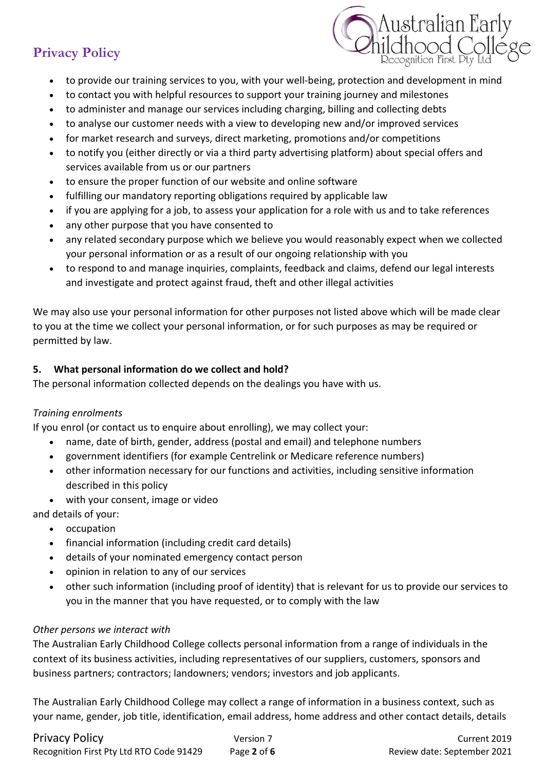- to provide our training services to you, with your well-being, protection and development in mind
- to contact you with helpful resources to support your training journey and milestones
- to administer and manage our services including charging, billing and collecting debts
- to analyse our customer needs with a view to developing new and/or improved services
- for market research and surveys, direct marketing, promotions and/or competitions
- to notify you (either directly or via a third party advertising platform) about special offers and services available from us or our partners
- to ensure the proper function of our website and online software
- fulfilling our mandatory reporting obligations required by applicable law
- if you are applying for a job, to assess your application for a role with us and to take references
- any other purpose that you have consented to
- any related secondary purpose which we believe you would reasonably expect when we collected your personal information or as a result of our ongoing relationship with you
- to respond to and manage inquiries, complaints, feedback and claims, defend our legal interests and investigate and protect against fraud, theft and other illegal activities

We may also use your personal information for other purposes not listed above which will be made clear to you at the time we collect your personal information, or for such purposes as may be required or permitted by law.

## 5. What personal information do we collect and hold?

The personal information collected depends on the dealings you have with us.

*Training enrolments*

If you enrol (or contact us to enquire about enrolling), we may collect your:

- name, date of birth, gender, address (postal and email) and telephone numbers
- government identifiers (for example Centrelink or Medicare reference numbers)
- other information necessary for our functions and activities, including sensitive information described in this policy
- with your consent, image or video

and details of your:

- occupation
- financial information (including credit card details)
- details of your nominated emergency contact person
- opinion in relation to any of our services
- other such information (including proof of identity) that is relevant for us to provide our services to you in the manner that you have requested, or to comply with the law

*Other persons we interact with*

The Australian Early Childhood College collects personal information from a range of individuals in the context of its business activities, including representatives of our suppliers, customers, sponsors and business partners; contractors; landowners; vendors; investors and job applicants.

The Australian Early Childhood College may collect a range of information in a business context, such as your name, gender, job title, identification, email address, home address and other contact details, details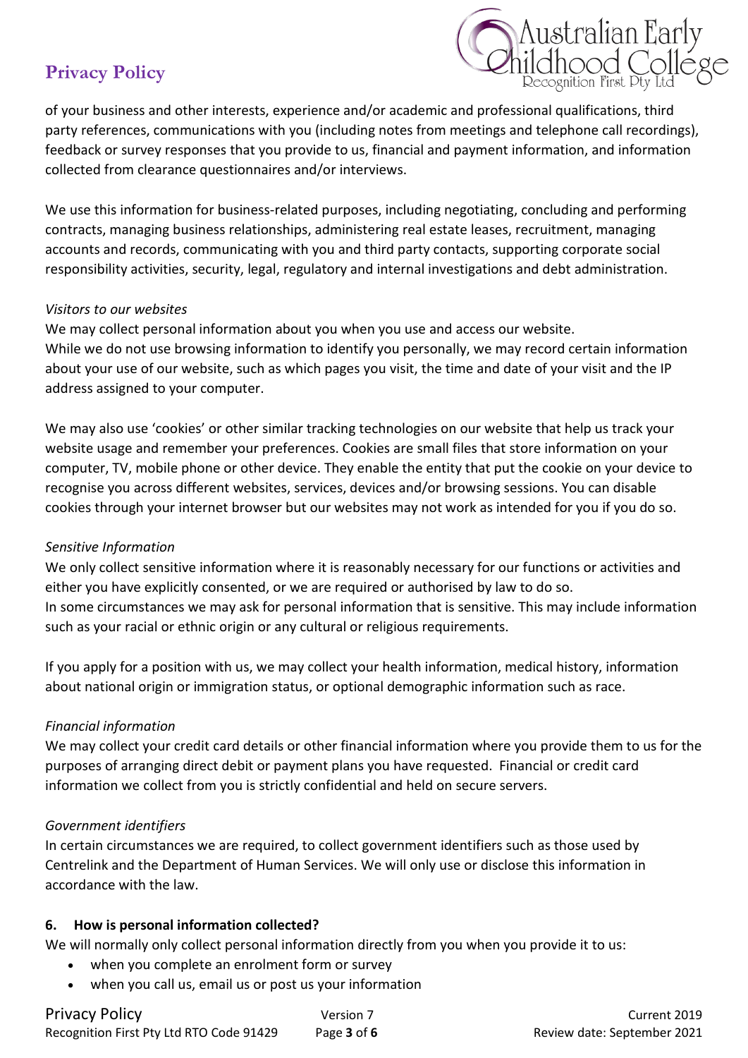of your business and other interests, experience and/or academic and professional qualifications, third party references, communications with you (including notes from meetings and telephone call recordings), feedback or survey responses that you provide to us, financial and payment information, and information collected from clearance questionnaires and/or interviews.

We use this information for business-related purposes, including negotiating, concluding and performing contracts, managing business relationships, administering real estate leases, recruitment, managing accounts and records, communicating with you and third party contacts, supporting corporate social responsibility activities, security, legal, regulatory and internal investigations and debt administration.

*Visitors to our websites*

We may collect personal information about you when you use and access our website.
While we do not use browsing information to identify you personally, we may record certain information about your use of our website, such as which pages you visit, the time and date of your visit and the IP address assigned to your computer.

We may also use 'cookies' or other similar tracking technologies on our website that help us track your website usage and remember your preferences. Cookies are small files that store information on your computer, TV, mobile phone or other device. They enable the entity that put the cookie on your device to recognise you across different websites, services, devices and/or browsing sessions. You can disable cookies through your internet browser but our websites may not work as intended for you if you do so.

*Sensitive Information*

We only collect sensitive information where it is reasonably necessary for our functions or activities and either you have explicitly consented, or we are required or authorised by law to do so.
In some circumstances we may ask for personal information that is sensitive. This may include information such as your racial or ethnic origin or any cultural or religious requirements.

If you apply for a position with us, we may collect your health information, medical history, information about national origin or immigration status, or optional demographic information such as race.

*Financial information*

We may collect your credit card details or other financial information where you provide them to us for the purposes of arranging direct debit or payment plans you have requested. Financial or credit card information we collect from you is strictly confidential and held on secure servers.

*Government identifiers*

In certain circumstances we are required, to collect government identifiers such as those used by Centrelink and the Department of Human Services. We will only use or disclose this information in accordance with the law.

**6. How is personal information collected?**

We will normally only collect personal information directly from you when you provide it to us:

- when you complete an enrolment form or survey
- when you call us, email us or post us your information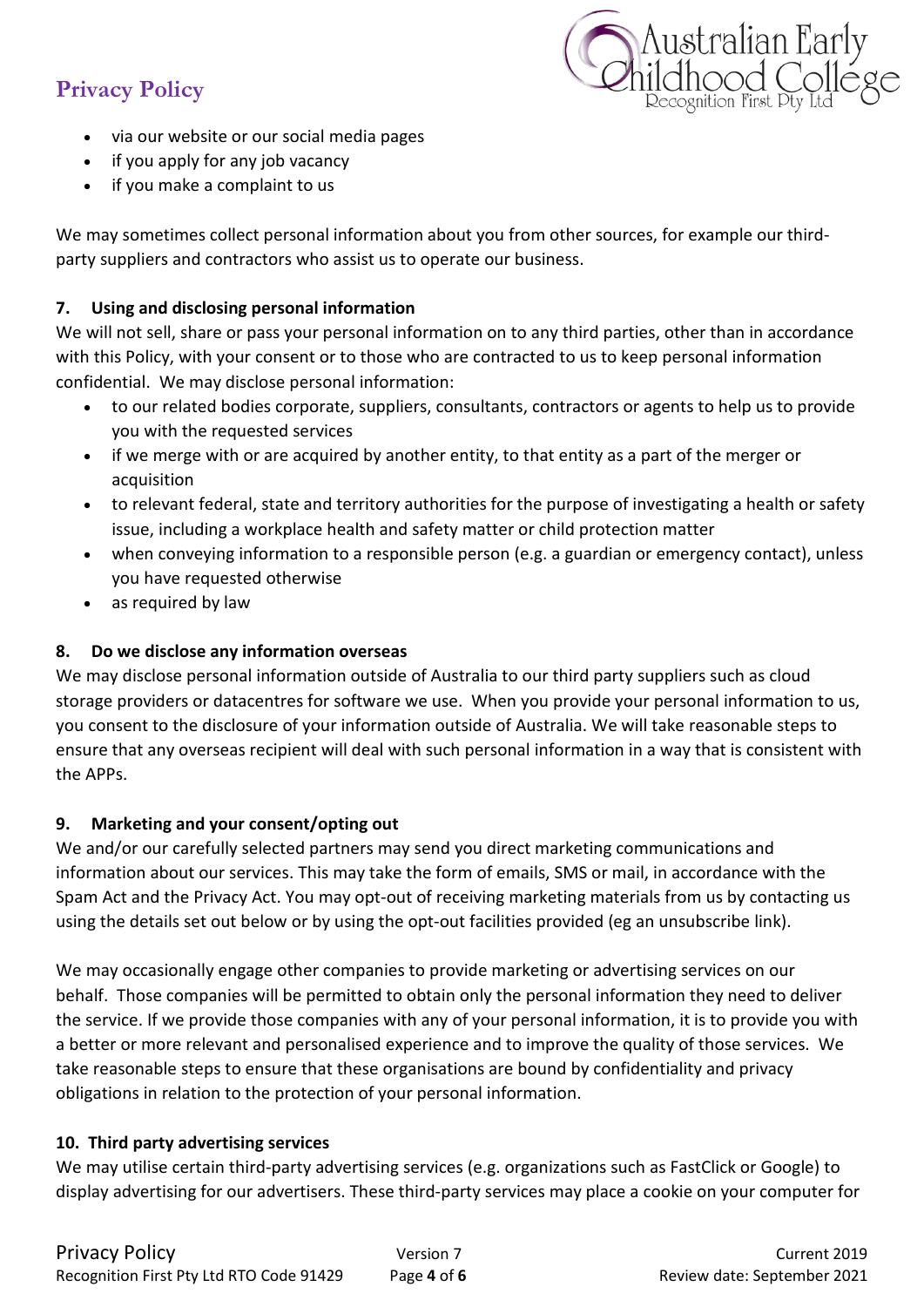- via our website or our social media pages
- if you apply for any job vacancy
- if you make a complaint to us

We may sometimes collect personal information about you from other sources, for example our third-party suppliers and contractors who assist us to operate our business.

**7. Using and disclosing personal information**

We will not sell, share or pass your personal information on to any third parties, other than in accordance with this Policy, with your consent or to those who are contracted to us to keep personal information confidential. We may disclose personal information:

- to our related bodies corporate, suppliers, consultants, contractors or agents to help us to provide you with the requested services
- if we merge with or are acquired by another entity, to that entity as a part of the merger or acquisition
- to relevant federal, state and territory authorities for the purpose of investigating a health or safety issue, including a workplace health and safety matter or child protection matter
- when conveying information to a responsible person (e.g. a guardian or emergency contact), unless you have requested otherwise
- as required by law

**8. Do we disclose any information overseas**

We may disclose personal information outside of Australia to our third party suppliers such as cloud storage providers or datacentres for software we use. When you provide your personal information to us, you consent to the disclosure of your information outside of Australia. We will take reasonable steps to ensure that any overseas recipient will deal with such personal information in a way that is consistent with the APPs.

**9. Marketing and your consent/opting out**

We and/or our carefully selected partners may send you direct marketing communications and information about our services. This may take the form of emails, SMS or mail, in accordance with the Spam Act and the Privacy Act. You may opt-out of receiving marketing materials from us by contacting us using the details set out below or by using the opt-out facilities provided (eg an unsubscribe link).

We may occasionally engage other companies to provide marketing or advertising services on our behalf. Those companies will be permitted to obtain only the personal information they need to deliver the service. If we provide those companies with any of your personal information, it is to provide you with a better or more relevant and personalised experience and to improve the quality of those services. We take reasonable steps to ensure that these organisations are bound by confidentiality and privacy obligations in relation to the protection of your personal information.

**10. Third party advertising services**

We may utilise certain third-party advertising services (e.g. organizations such as FastClick or Google) to display advertising for our advertisers. These third-party services may place a cookie on your computer for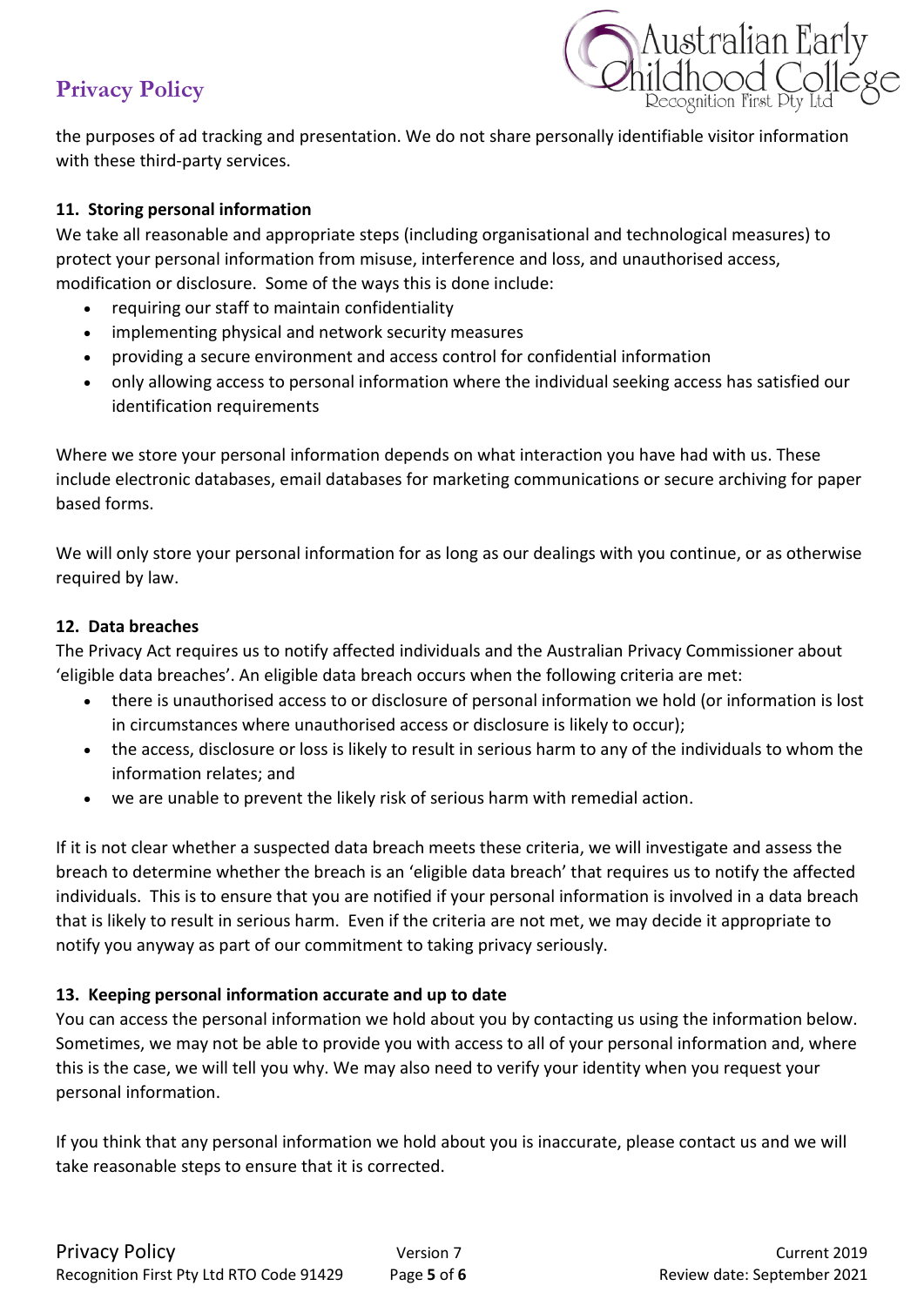the purposes of ad tracking and presentation. We do not share personally identifiable visitor information with these third-party services.

### 11. Storing personal information

We take all reasonable and appropriate steps (including organisational and technological measures) to protect your personal information from misuse, interference and loss, and unauthorised access, modification or disclosure. Some of the ways this is done include:

- requiring our staff to maintain confidentiality
- implementing physical and network security measures
- providing a secure environment and access control for confidential information
- only allowing access to personal information where the individual seeking access has satisfied our identification requirements

Where we store your personal information depends on what interaction you have had with us. These include electronic databases, email databases for marketing communications or secure archiving for paper based forms.

We will only store your personal information for as long as our dealings with you continue, or as otherwise required by law.

### 12. Data breaches

The Privacy Act requires us to notify affected individuals and the Australian Privacy Commissioner about 'eligible data breaches'. An eligible data breach occurs when the following criteria are met:

- there is unauthorised access to or disclosure of personal information we hold (or information is lost in circumstances where unauthorised access or disclosure is likely to occur);
- the access, disclosure or loss is likely to result in serious harm to any of the individuals to whom the information relates; and
- we are unable to prevent the likely risk of serious harm with remedial action.

If it is not clear whether a suspected data breach meets these criteria, we will investigate and assess the breach to determine whether the breach is an 'eligible data breach' that requires us to notify the affected individuals. This is to ensure that you are notified if your personal information is involved in a data breach that is likely to result in serious harm. Even if the criteria are not met, we may decide it appropriate to notify you anyway as part of our commitment to taking privacy seriously.

### 13. Keeping personal information accurate and up to date

You can access the personal information we hold about you by contacting us using the information below. Sometimes, we may not be able to provide you with access to all of your personal information and, where this is the case, we will tell you why. We may also need to verify your identity when you request your personal information.

If you think that any personal information we hold about you is inaccurate, please contact us and we will take reasonable steps to ensure that it is corrected.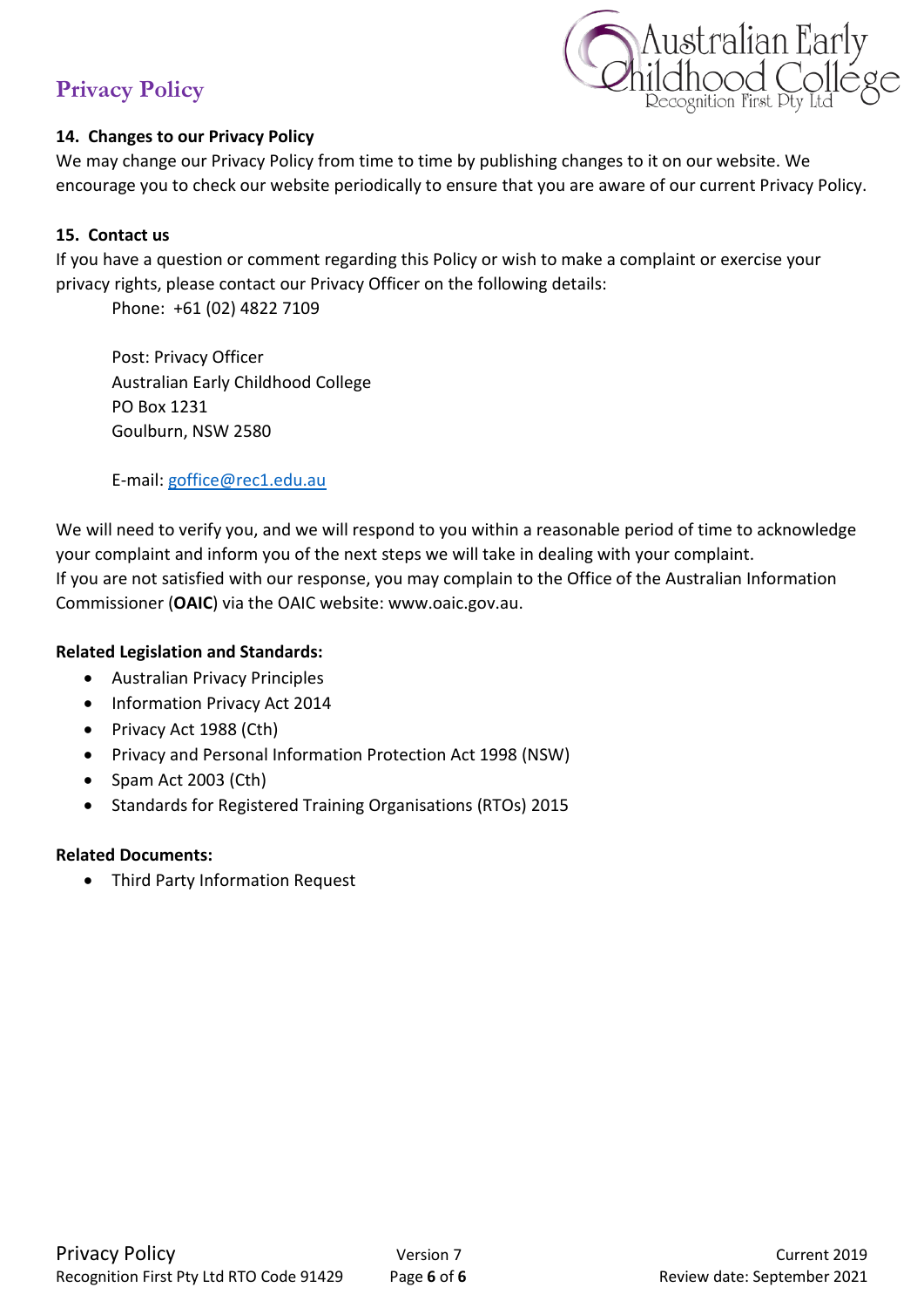#### 14. Changes to our Privacy Policy

We may change our Privacy Policy from time to time by publishing changes to it on our website. We encourage you to check our website periodically to ensure that you are aware of our current Privacy Policy.

#### 15. Contact us

If you have a question or comment regarding this Policy or wish to make a complaint or exercise your privacy rights, please contact our Privacy Officer on the following details:

Phone: +61 (02) 4822 7109

Post: Privacy Officer
Australian Early Childhood College
PO Box 1231
Goulburn, NSW 2580

E-mail: goffice@rec1.edu.au

We will need to verify you, and we will respond to you within a reasonable period of time to acknowledge your complaint and inform you of the next steps we will take in dealing with your complaint.
If you are not satisfied with our response, you may complain to the Office of the Australian Information Commissioner (**OAIC**) via the OAIC website: www.oaic.gov.au.

**Related Legislation and Standards:**

- Australian Privacy Principles
- Information Privacy Act 2014
- Privacy Act 1988 (Cth)
- Privacy and Personal Information Protection Act 1998 (NSW)
- Spam Act 2003 (Cth)
- Standards for Registered Training Organisations (RTOs) 2015

**Related Documents:**

- Third Party Information Request